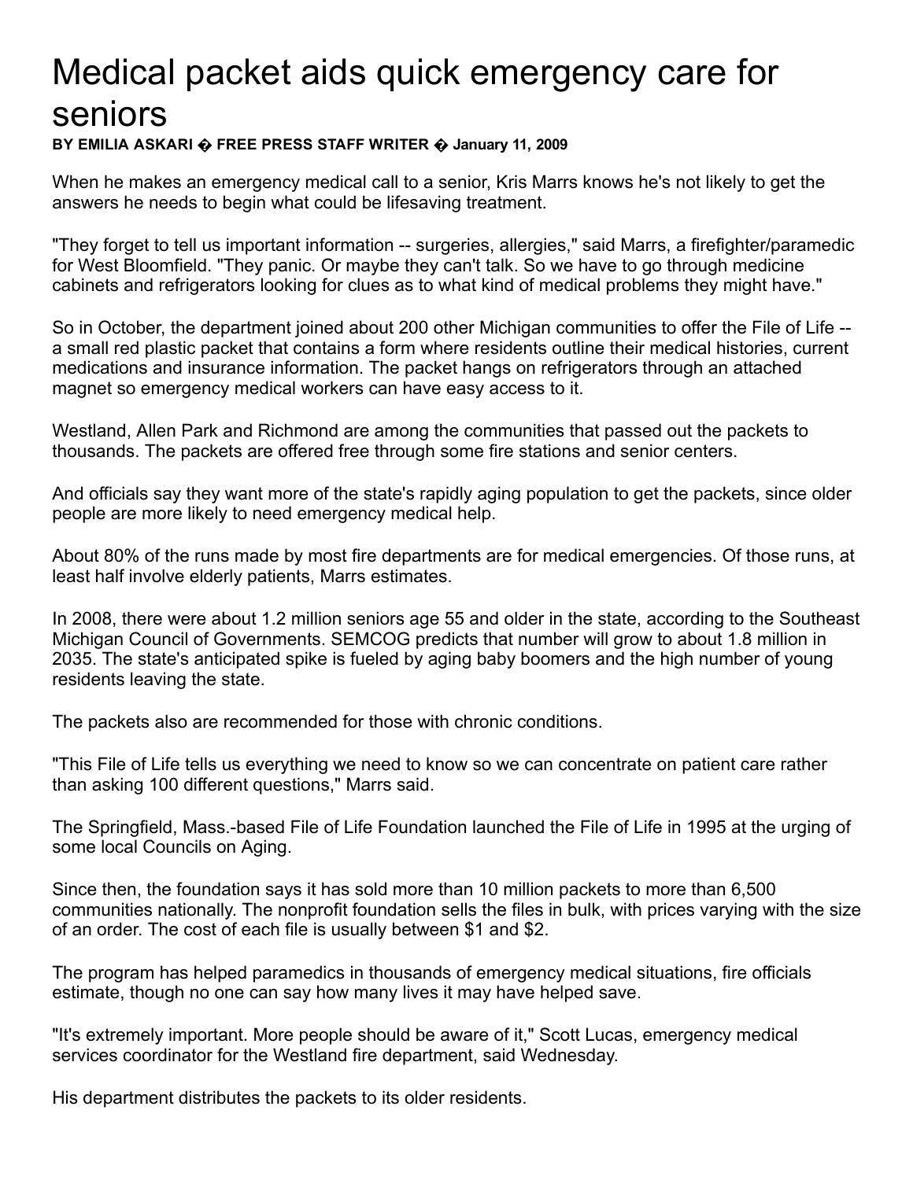# Medical packet aids quick emergency care for seniors

**BY EMILIA ASKARI � FREE PRESS STAFF WRITER � January 11, 2009**

When he makes an emergency medical call to a senior, Kris Marrs knows he's not likely to get the answers he needs to begin what could be lifesaving treatment.

"They forget to tell us important information -- surgeries, allergies," said Marrs, a firefighter/paramedic for West Bloomfield. "They panic. Or maybe they can't talk. So we have to go through medicine cabinets and refrigerators looking for clues as to what kind of medical problems they might have."

So in October, the department joined about 200 other Michigan communities to offer the File of Life -- a small red plastic packet that contains a form where residents outline their medical histories, current medications and insurance information. The packet hangs on refrigerators through an attached magnet so emergency medical workers can have easy access to it.

Westland, Allen Park and Richmond are among the communities that passed out the packets to thousands. The packets are offered free through some fire stations and senior centers.

And officials say they want more of the state's rapidly aging population to get the packets, since older people are more likely to need emergency medical help.

About 80% of the runs made by most fire departments are for medical emergencies. Of those runs, at least half involve elderly patients, Marrs estimates.

In 2008, there were about 1.2 million seniors age 55 and older in the state, according to the Southeast Michigan Council of Governments. SEMCOG predicts that number will grow to about 1.8 million in 2035. The state's anticipated spike is fueled by aging baby boomers and the high number of young residents leaving the state.

The packets also are recommended for those with chronic conditions.

"This File of Life tells us everything we need to know so we can concentrate on patient care rather than asking 100 different questions," Marrs said.

The Springfield, Mass.-based File of Life Foundation launched the File of Life in 1995 at the urging of some local Councils on Aging.

Since then, the foundation says it has sold more than 10 million packets to more than 6,500 communities nationally. The nonprofit foundation sells the files in bulk, with prices varying with the size of an order. The cost of each file is usually between $1 and $2.

The program has helped paramedics in thousands of emergency medical situations, fire officials estimate, though no one can say how many lives it may have helped save.

"It's extremely important. More people should be aware of it," Scott Lucas, emergency medical services coordinator for the Westland fire department, said Wednesday.

His department distributes the packets to its older residents.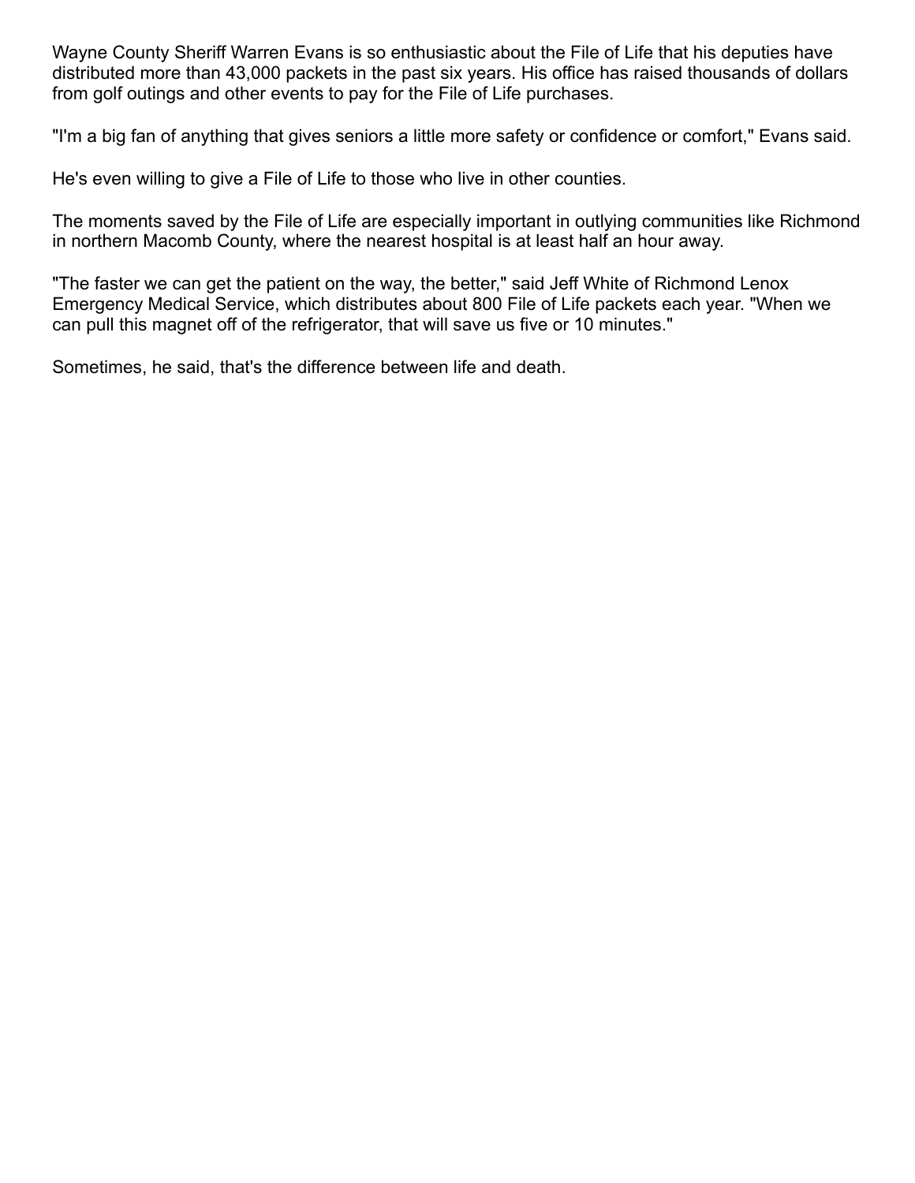Wayne County Sheriff Warren Evans is so enthusiastic about the File of Life that his deputies have distributed more than 43,000 packets in the past six years. His office has raised thousands of dollars from golf outings and other events to pay for the File of Life purchases.

"I'm a big fan of anything that gives seniors a little more safety or confidence or comfort," Evans said.

He's even willing to give a File of Life to those who live in other counties.

The moments saved by the File of Life are especially important in outlying communities like Richmond in northern Macomb County, where the nearest hospital is at least half an hour away.

"The faster we can get the patient on the way, the better," said Jeff White of Richmond Lenox Emergency Medical Service, which distributes about 800 File of Life packets each year. "When we can pull this magnet off of the refrigerator, that will save us five or 10 minutes."

Sometimes, he said, that's the difference between life and death.